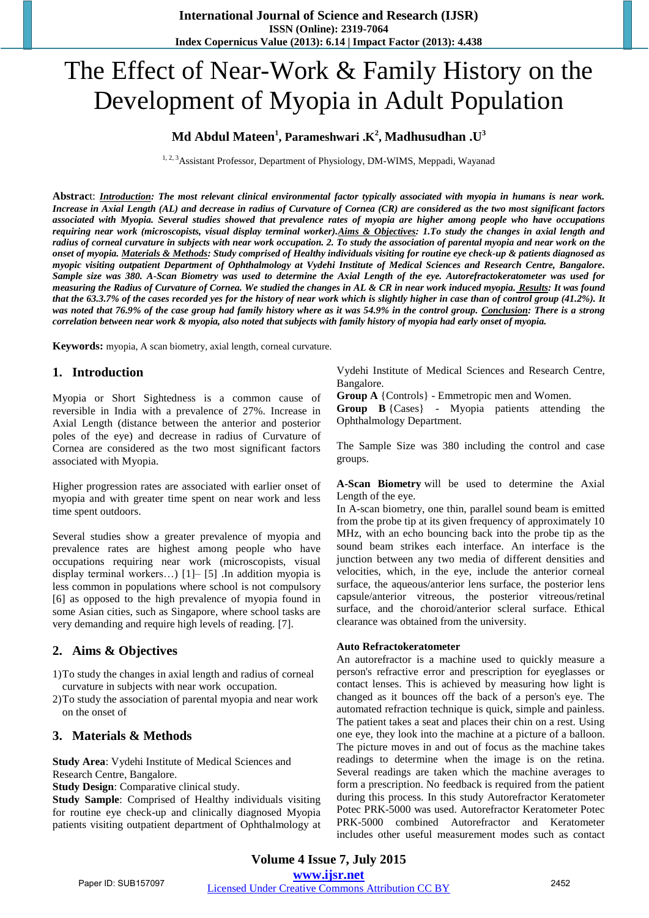# The Effect of Near-Work & Family History on the Development of Myopia in Adult Population

**Md Abdul Mateen[1], Parameshwari .K[2], Madhusudhan .U[3]**

[1, 2, 3]Assistant Professor, Department of Physiology, DM-WIMS, Meppadi, Wayanad

**Abstract**: ***Introduction**: The most relevant clinical environmental factor typically associated with myopia in humans is near work. Increase in Axial Length (AL) and decrease in radius of Curvature of Cornea (CR) are considered as the two most significant factors associated with Myopia. Several studies showed that prevalence rates of myopia are higher among people who have occupations requiring near work (microscopists, visual display terminal worker).**Aims & Objectives**: 1.To study the changes in axial length and radius of corneal curvature in subjects with near work occupation. 2. To study the association of parental myopia and near work on the onset of myopia. **Materials & Methods**: Study comprised of Healthy individuals visiting for routine eye check-up & patients diagnosed as myopic visiting outpatient Department of Ophthalmology at Vydehi Institute of Medical Sciences and Research Centre, Bangalore. Sample size was 380. A-Scan Biometry was used to determine the Axial Length of the eye. Autorefractokeratometer was used for measuring the Radius of Curvature of Cornea. We studied the changes in AL & CR in near work induced myopia. **Results**: It was found that the 63.3.7% of the cases recorded yes for the history of near work which is slightly higher in case than of control group (41.2%). It was noted that 76.9% of the case group had family history where as it was 54.9% in the control group. **Conclusion**: There is a strong correlation between near work & myopia, also noted that subjects with family history of myopia had early onset of myopia.*

**Keywords:** myopia, A scan biometry, axial length, corneal curvature.

## 1. Introduction

Myopia or Short Sightedness is a common cause of reversible in India with a prevalence of 27%. Increase in Axial Length (distance between the anterior and posterior poles of the eye) and decrease in radius of Curvature of Cornea are considered as the two most significant factors associated with Myopia.

Higher progression rates are associated with earlier onset of myopia and with greater time spent on near work and less time spent outdoors.

Several studies show a greater prevalence of myopia and prevalence rates are highest among people who have occupations requiring near work (microscopists, visual display terminal workers…) [1]– [5] .In addition myopia is less common in populations where school is not compulsory [6] as opposed to the high prevalence of myopia found in some Asian cities, such as Singapore, where school tasks are very demanding and require high levels of reading. [7].

## 2. Aims & Objectives

1) To study the changes in axial length and radius of corneal curvature in subjects with near work occupation.
2) To study the association of parental myopia and near work on the onset of

## 3. Materials & Methods

**Study Area**: Vydehi Institute of Medical Sciences and Research Centre, Bangalore.
**Study Design**: Comparative clinical study.
**Study Sample**: Comprised of Healthy individuals visiting for routine eye check-up and clinically diagnosed Myopia patients visiting outpatient department of Ophthalmology at Vydehi Institute of Medical Sciences and Research Centre, Bangalore.
**Group A** {Controls} - Emmetropic men and Women.
**Group B** {Cases} - Myopia patients attending the Ophthalmology Department.

The Sample Size was 380 including the control and case groups.

**A-Scan Biometry** will be used to determine the Axial Length of the eye.
In A-scan biometry, one thin, parallel sound beam is emitted from the probe tip at its given frequency of approximately 10 MHz, with an echo bouncing back into the probe tip as the sound beam strikes each interface. An interface is the junction between any two media of different densities and velocities, which, in the eye, include the anterior corneal surface, the aqueous/anterior lens surface, the posterior lens capsule/anterior vitreous, the posterior vitreous/retinal surface, and the choroid/anterior scleral surface. Ethical clearance was obtained from the university.

**Auto Refractokeratometer**
An autorefractor is a machine used to quickly measure a person's refractive error and prescription for eyeglasses or contact lenses. This is achieved by measuring how light is changed as it bounces off the back of a person's eye. The automated refraction technique is quick, simple and painless. The patient takes a seat and places their chin on a rest. Using one eye, they look into the machine at a picture of a balloon. The picture moves in and out of focus as the machine takes readings to determine when the image is on the retina. Several readings are taken which the machine averages to form a prescription. No feedback is required from the patient during this process. In this study Autorefractor Keratometer Potec PRK-5000 was used. Autorefractor Keratometer Potec PRK-5000 combined Autorefractor and Keratometer includes other useful measurement modes such as contact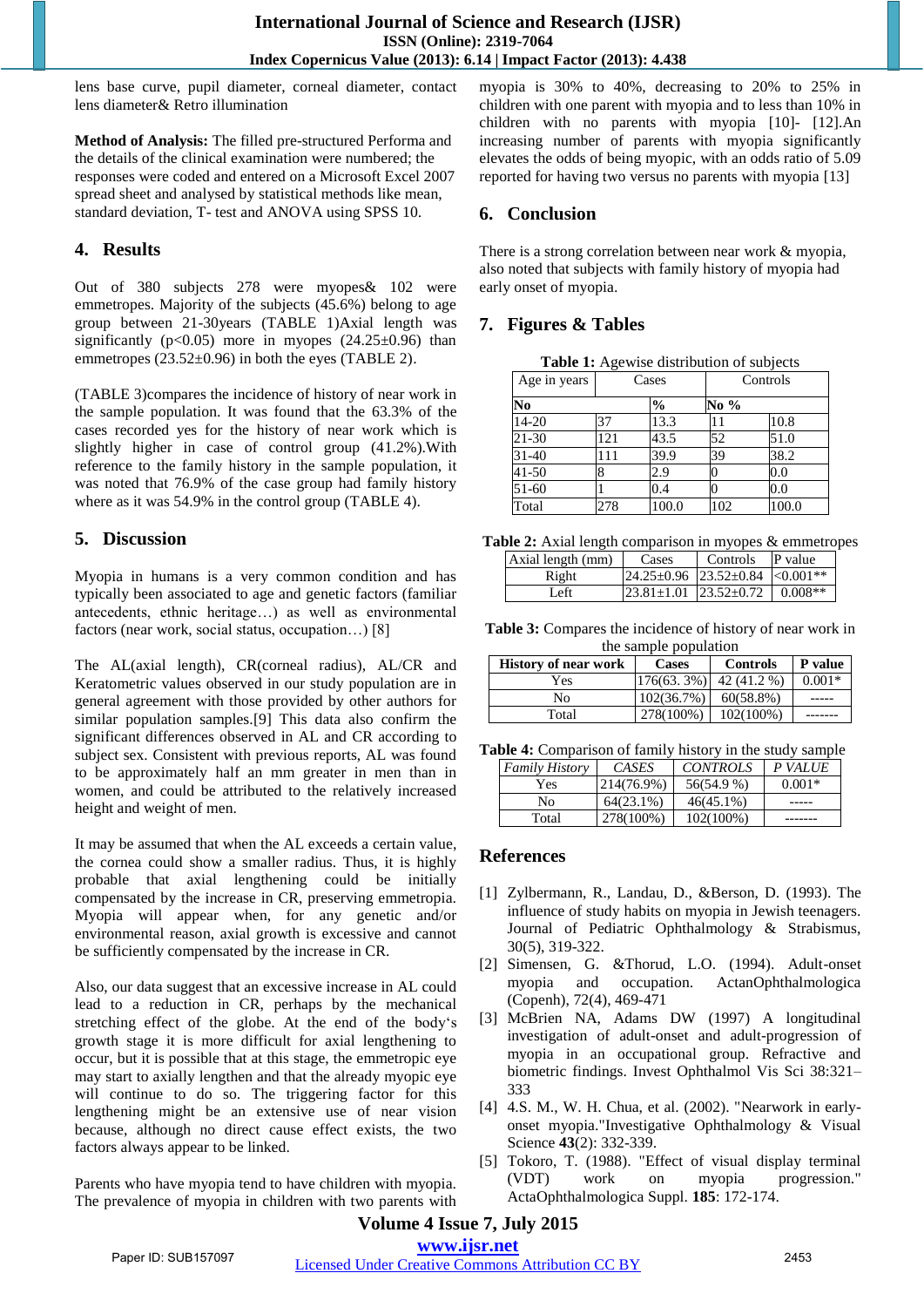lens base curve, pupil diameter, corneal diameter, contact lens diameter& Retro illumination

**Method of Analysis:** The filled pre-structured Performa and the details of the clinical examination were numbered; the responses were coded and entered on a Microsoft Excel 2007 spread sheet and analysed by statistical methods like mean, standard deviation, T- test and ANOVA using SPSS 10.

## 4. Results

Out of 380 subjects 278 were myopes& 102 were emmetropes. Majority of the subjects (45.6%) belong to age group between 21-30years (TABLE 1)Axial length was significantly ($p<0.05$) more in myopes (24.25±0.96) than emmetropes (23.52±0.96) in both the eyes (TABLE 2).

(TABLE 3)compares the incidence of history of near work in the sample population. It was found that the 63.3% of the cases recorded yes for the history of near work which is slightly higher in case of control group (41.2%).With reference to the family history in the sample population, it was noted that 76.9% of the case group had family history where as it was 54.9% in the control group (TABLE 4).

## 5. Discussion

Myopia in humans is a very common condition and has typically been associated to age and genetic factors (familiar antecedents, ethnic heritage…) as well as environmental factors (near work, social status, occupation…) [8]

The AL(axial length), CR(corneal radius), AL/CR and Keratometric values observed in our study population are in general agreement with those provided by other authors for similar population samples.[9] This data also confirm the significant differences observed in AL and CR according to subject sex. Consistent with previous reports, AL was found to be approximately half an mm greater in men than in women, and could be attributed to the relatively increased height and weight of men.

It may be assumed that when the AL exceeds a certain value, the cornea could show a smaller radius. Thus, it is highly probable that axial lengthening could be initially compensated by the increase in CR, preserving emmetropia. Myopia will appear when, for any genetic and/or environmental reason, axial growth is excessive and cannot be sufficiently compensated by the increase in CR.

Also, our data suggest that an excessive increase in AL could lead to a reduction in CR, perhaps by the mechanical stretching effect of the globe. At the end of the body‘s growth stage it is more difficult for axial lengthening to occur, but it is possible that at this stage, the emmetropic eye may start to axially lengthen and that the already myopic eye will continue to do so. The triggering factor for this lengthening might be an extensive use of near vision because, although no direct cause effect exists, the two factors always appear to be linked.

Parents who have myopia tend to have children with myopia. The prevalence of myopia in children with two parents with myopia is 30% to 40%, decreasing to 20% to 25% in children with one parent with myopia and to less than 10% in children with no parents with myopia [10]- [12].An increasing number of parents with myopia significantly elevates the odds of being myopic, with an odds ratio of 5.09 reported for having two versus no parents with myopia [13]

## 6. Conclusion

There is a strong correlation between near work & myopia, also noted that subjects with family history of myopia had early onset of myopia.

## 7. Figures & Tables

**Table 1:** Agewise distribution of subjects

| Age in years | Cases | | Controls | |
|---|---|---|---|---|
| | No | % | No | % |
| 14-20 | 37 | 13.3 | 11 | 10.8 |
| 21-30 | 121 | 43.5 | 52 | 51.0 |
| 31-40 | 111 | 39.9 | 39 | 38.2 |
| 41-50 | 8 | 2.9 | 0 | 0.0 |
| 51-60 | 1 | 0.4 | 0 | 0.0 |
| Total | 278 | 100.0 | 102 | 100.0 |

**Table 2:** Axial length comparison in myopes & emmetropes

| Axial length (mm) | Cases | Controls | P value |
|---|---|---|---|
| Right | 24.25±0.96 | 23.52±0.84 | <0.001** |
| Left | 23.81±1.01 | 23.52±0.72 | 0.008** |

**Table 3:** Compares the incidence of history of near work in the sample population

| History of near work | Cases | Controls | P value |
|---|---|---|---|
| Yes | 176(63. 3%) | 42 (41.2 %) | 0.001* |
| No | 102(36.7%) | 60(58.8%) | ----- |
| Total | 278(100%) | 102(100%) | ------- |

**Table 4:** Comparison of family history in the study sample

| *Family History* | *CASES* | *CONTROLS* | *P VALUE* |
|---|---|---|---|
| Yes | 214(76.9%) | 56(54.9 %) | 0.001* |
| No | 64(23.1%) | 46(45.1%) | ----- |
| Total | 278(100%) | 102(100%) | ------- |

## References

[1] Zylbermann, R., Landau, D., &Berson, D. (1993). The influence of study habits on myopia in Jewish teenagers. Journal of Pediatric Ophthalmology & Strabismus, 30(5), 319-322.

[2] Simensen, G. &Thorud, L.O. (1994). Adult-onset myopia and occupation. ActanOphthalmologica (Copenh), 72(4), 469-471

[3] McBrien NA, Adams DW (1997) A longitudinal investigation of adult-onset and adult-progression of myopia in an occupational group. Refractive and biometric findings. Invest Ophthalmol Vis Sci 38:321–333

[4] 4.S. M., W. H. Chua, et al. (2002). "Nearwork in early-onset myopia."Investigative Ophthalmology & Visual Science **43**(2): 332-339.

[5] Tokoro, T. (1988). "Effect of visual display terminal (VDT) work on myopia progression." ActaOphthalmologica Suppl. **185**: 172-174.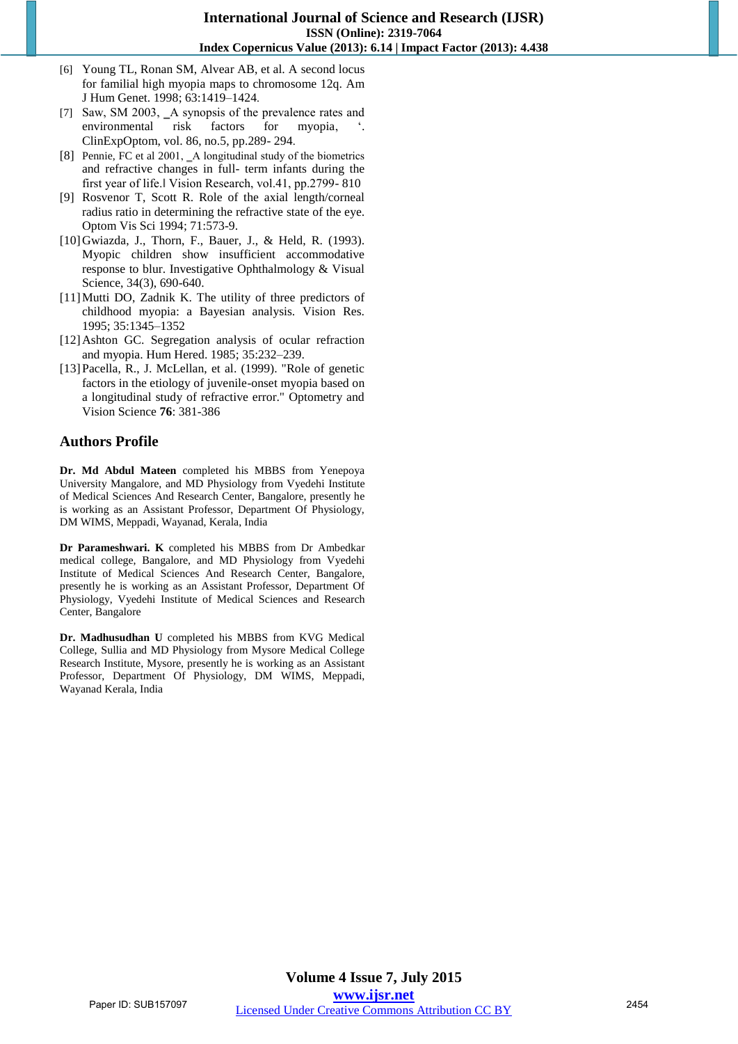[6] Young TL, Ronan SM, Alvear AB, et al. A second locus for familial high myopia maps to chromosome 12q. Am J Hum Genet. 1998; 63:1419–1424.

[7] Saw, SM 2003, ‗A synopsis of the prevalence rates and environmental risk factors for myopia, '. ClinExpOptom, vol. 86, no.5, pp.289- 294.

[8] Pennie, FC et al 2001, ‗A longitudinal study of the biometrics and refractive changes in full- term infants during the first year of life.‖ Vision Research, vol.41, pp.2799- 810

[9] Rosvenor T, Scott R. Role of the axial length/corneal radius ratio in determining the refractive state of the eye. Optom Vis Sci 1994; 71:573-9.

[10] Gwiazda, J., Thorn, F., Bauer, J., & Held, R. (1993). Myopic children show insufficient accommodative response to blur. Investigative Ophthalmology & Visual Science, 34(3), 690-640.

[11] Mutti DO, Zadnik K. The utility of three predictors of childhood myopia: a Bayesian analysis. Vision Res. 1995; 35:1345–1352

[12] Ashton GC. Segregation analysis of ocular refraction and myopia. Hum Hered. 1985; 35:232–239.

[13] Pacella, R., J. McLellan, et al. (1999). "Role of genetic factors in the etiology of juvenile-onset myopia based on a longitudinal study of refractive error." Optometry and Vision Science **76**: 381-386

## Authors Profile

**Dr. Md Abdul Mateen** completed his MBBS from Yenepoya University Mangalore, and MD Physiology from Vyedehi Institute of Medical Sciences And Research Center, Bangalore, presently he is working as an Assistant Professor, Department Of Physiology, DM WIMS, Meppadi, Wayanad, Kerala, India

**Dr Parameshwari. K** completed his MBBS from Dr Ambedkar medical college, Bangalore, and MD Physiology from Vyedehi Institute of Medical Sciences And Research Center, Bangalore, presently he is working as an Assistant Professor, Department Of Physiology, Vyedehi Institute of Medical Sciences and Research Center, Bangalore

**Dr. Madhusudhan U** completed his MBBS from KVG Medical College, Sullia and MD Physiology from Mysore Medical College Research Institute, Mysore, presently he is working as an Assistant Professor, Department Of Physiology, DM WIMS, Meppadi, Wayanad Kerala, India